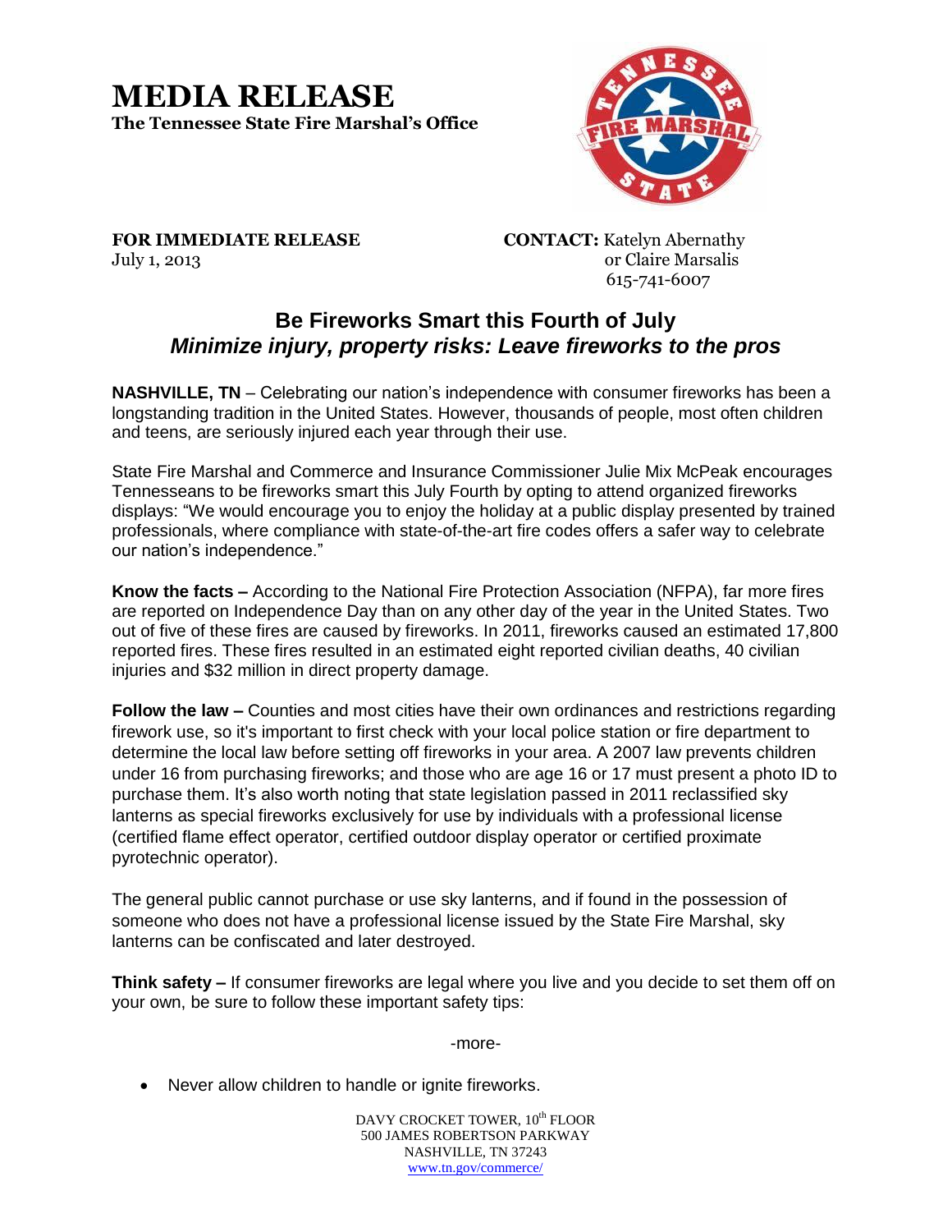# MEDIA RELEASE

**The Tennessee State Fire Marshal's Office**

**FOR IMMEDIATE RELEASE**
July 1, 2013

**CONTACT:** Katelyn Abernathy
or Claire Marsalis
615-741-6007

## Be Fireworks Smart this Fourth of July

### *Minimize injury, property risks: Leave fireworks to the pros*

**NASHVILLE, TN** – Celebrating our nation's independence with consumer fireworks has been a longstanding tradition in the United States. However, thousands of people, most often children and teens, are seriously injured each year through their use.

State Fire Marshal and Commerce and Insurance Commissioner Julie Mix McPeak encourages Tennesseans to be fireworks smart this July Fourth by opting to attend organized fireworks displays: "We would encourage you to enjoy the holiday at a public display presented by trained professionals, where compliance with state-of-the-art fire codes offers a safer way to celebrate our nation's independence."

**Know the facts –** According to the National Fire Protection Association (NFPA), far more fires are reported on Independence Day than on any other day of the year in the United States. Two out of five of these fires are caused by fireworks. In 2011, fireworks caused an estimated 17,800 reported fires. These fires resulted in an estimated eight reported civilian deaths, 40 civilian injuries and $32 million in direct property damage.

**Follow the law –** Counties and most cities have their own ordinances and restrictions regarding firework use, so it's important to first check with your local police station or fire department to determine the local law before setting off fireworks in your area. A 2007 law prevents children under 16 from purchasing fireworks; and those who are age 16 or 17 must present a photo ID to purchase them. It's also worth noting that state legislation passed in 2011 reclassified sky lanterns as special fireworks exclusively for use by individuals with a professional license (certified flame effect operator, certified outdoor display operator or certified proximate pyrotechnic operator).

The general public cannot purchase or use sky lanterns, and if found in the possession of someone who does not have a professional license issued by the State Fire Marshal, sky lanterns can be confiscated and later destroyed.

**Think safety –** If consumer fireworks are legal where you live and you decide to set them off on your own, be sure to follow these important safety tips:

-more-

- Never allow children to handle or ignite fireworks.

DAVY CROCKET TOWER, 10th FLOOR
500 JAMES ROBERTSON PARKWAY
NASHVILLE, TN 37243
www.tn.gov/commerce/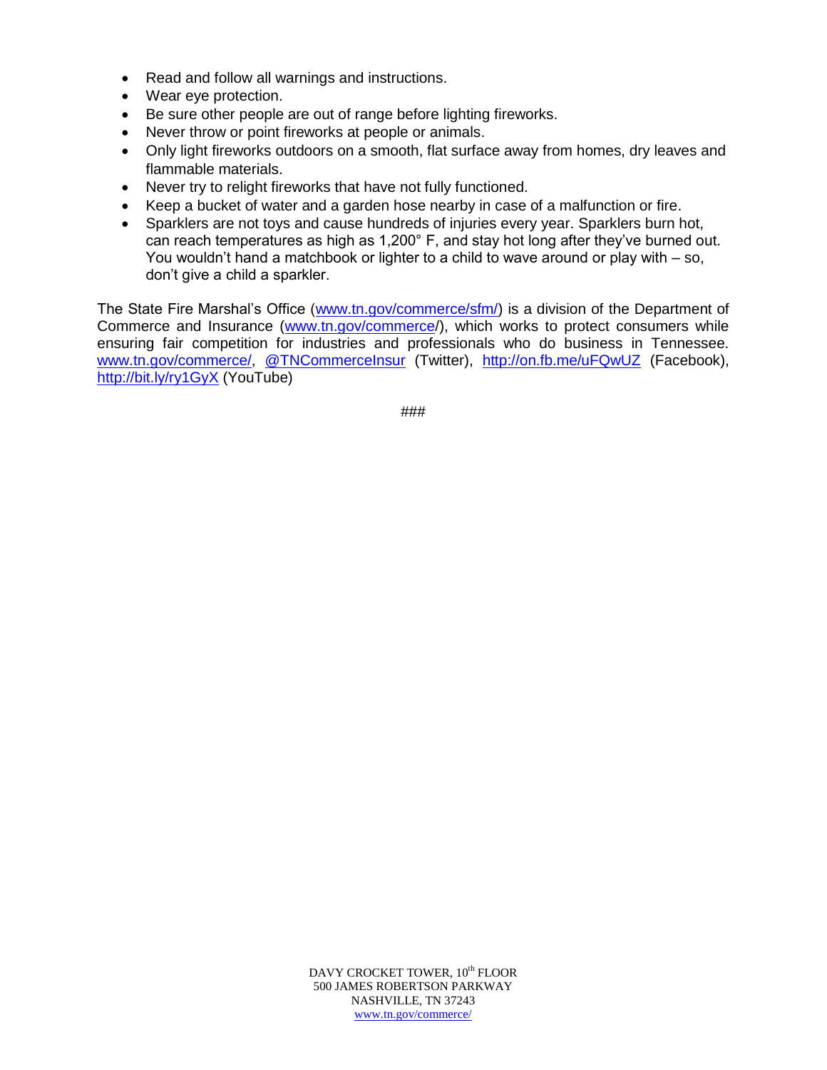- Read and follow all warnings and instructions.
- Wear eye protection.
- Be sure other people are out of range before lighting fireworks.
- Never throw or point fireworks at people or animals.
- Only light fireworks outdoors on a smooth, flat surface away from homes, dry leaves and flammable materials.
- Never try to relight fireworks that have not fully functioned.
- Keep a bucket of water and a garden hose nearby in case of a malfunction or fire.
- Sparklers are not toys and cause hundreds of injuries every year. Sparklers burn hot, can reach temperatures as high as 1,200° F, and stay hot long after they've burned out. You wouldn't hand a matchbook or lighter to a child to wave around or play with – so, don't give a child a sparkler.

The State Fire Marshal's Office (www.tn.gov/commerce/sfm/) is a division of the Department of Commerce and Insurance (www.tn.gov/commerce/), which works to protect consumers while ensuring fair competition for industries and professionals who do business in Tennessee. www.tn.gov/commerce/, @TNCommerceInsur (Twitter), http://on.fb.me/uFQwUZ (Facebook), http://bit.ly/ry1GyX (YouTube)

###

DAVY CROCKET TOWER, 10th FLOOR
500 JAMES ROBERTSON PARKWAY
NASHVILLE, TN 37243
www.tn.gov/commerce/